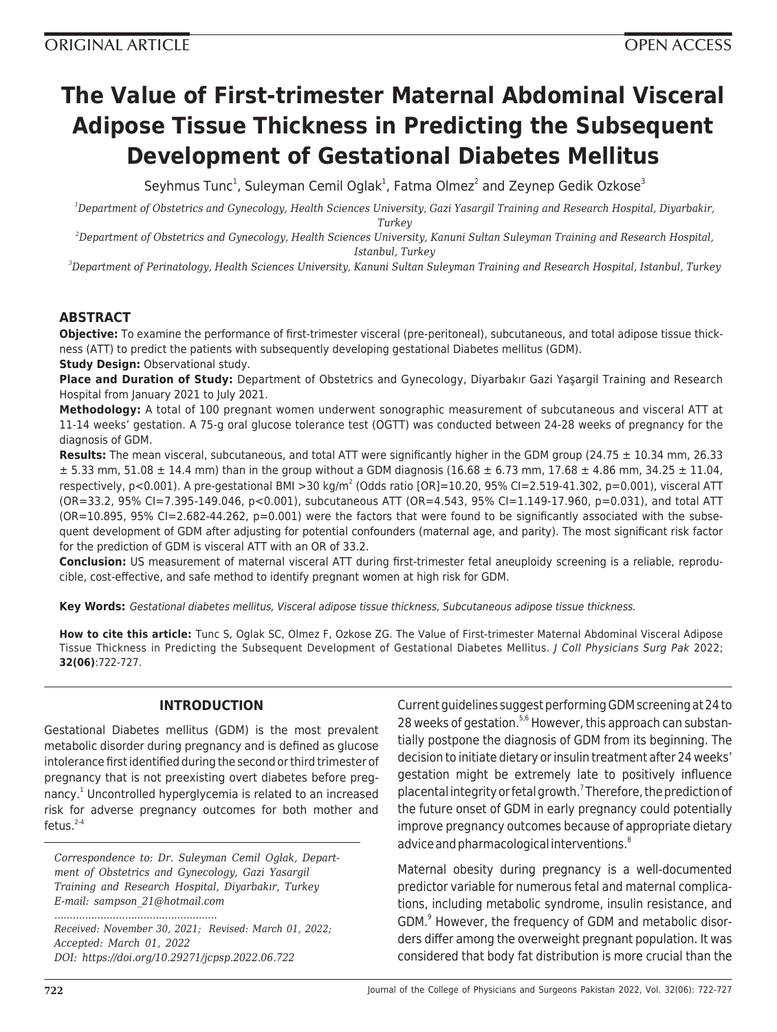ORIGINAL ARTICLE

OPEN ACCESS

# The Value of First-trimester Maternal Abdominal Visceral Adipose Tissue Thickness in Predicting the Subsequent Development of Gestational Diabetes Mellitus

Seyhmus Tunc[1], Suleyman Cemil Oglak[1], Fatma Olmez[2] and Zeynep Gedik Ozkose[3]

[1]*Department of Obstetrics and Gynecology, Health Sciences University, Gazi Yasargil Training and Research Hospital, Diyarbakir, Turkey*

[2]*Department of Obstetrics and Gynecology, Health Sciences University, Kanuni Sultan Suleyman Training and Research Hospital, Istanbul, Turkey*

[3]*Department of Perinatology, Health Sciences University, Kanuni Sultan Suleyman Training and Research Hospital, Istanbul, Turkey*

## ABSTRACT

**Objective:** To examine the performance of first-trimester visceral (pre-peritoneal), subcutaneous, and total adipose tissue thickness (ATT) to predict the patients with subsequently developing gestational Diabetes mellitus (GDM).

**Study Design:** Observational study.

**Place and Duration of Study:** Department of Obstetrics and Gynecology, Diyarbakır Gazi Yaşargil Training and Research Hospital from January 2021 to July 2021.

**Methodology:** A total of 100 pregnant women underwent sonographic measurement of subcutaneous and visceral ATT at 11-14 weeks' gestation. A 75-g oral glucose tolerance test (OGTT) was conducted between 24-28 weeks of pregnancy for the diagnosis of GDM.

**Results:** The mean visceral, subcutaneous, and total ATT were significantly higher in the GDM group (24.75 ± 10.34 mm, 26.33 ± 5.33 mm, 51.08 ± 14.4 mm) than in the group without a GDM diagnosis (16.68 ± 6.73 mm, 17.68 ± 4.86 mm, 34.25 ± 11.04, respectively, $p<0.001$). A pre-gestational BMI >30 kg/m$^2$ (Odds ratio [OR]=10.20, 95% CI=2.519-41.302, $p=0.001$), visceral ATT (OR=33.2, 95% CI=7.395-149.046, $p<0.001$), subcutaneous ATT (OR=4.543, 95% CI=1.149-17.960, $p=0.031$), and total ATT (OR=10.895, 95% CI=2.682-44.262, $p=0.001$) were the factors that were found to be significantly associated with the subsequent development of GDM after adjusting for potential confounders (maternal age, and parity). The most significant risk factor for the prediction of GDM is visceral ATT with an OR of 33.2.

**Conclusion:** US measurement of maternal visceral ATT during first-trimester fetal aneuploidy screening is a reliable, reproducible, cost-effective, and safe method to identify pregnant women at high risk for GDM.

**Key Words:** *Gestational diabetes mellitus, Visceral adipose tissue thickness, Subcutaneous adipose tissue thickness.*

**How to cite this article:** Tunc S, Oglak SC, Olmez F, Ozkose ZG. The Value of First-trimester Maternal Abdominal Visceral Adipose Tissue Thickness in Predicting the Subsequent Development of Gestational Diabetes Mellitus. *J Coll Physicians Surg Pak* 2022; **32(06)**:722-727.

## INTRODUCTION

Gestational Diabetes mellitus (GDM) is the most prevalent metabolic disorder during pregnancy and is defined as glucose intolerance first identified during the second or third trimester of pregnancy that is not preexisting overt diabetes before pregnancy.[1] Uncontrolled hyperglycemia is related to an increased risk for adverse pregnancy outcomes for both mother and fetus.[2-4]

*Correspondence to: Dr. Suleyman Cemil Oglak, Department of Obstetrics and Gynecology, Gazi Yasargil Training and Research Hospital, Diyarbakır, Turkey*
*E-mail: sampson_21@hotmail.com*

*Received: November 30, 2021; Revised: March 01, 2022; Accepted: March 01, 2022*
*DOI: https://doi.org/10.29271/jcpsp.2022.06.722*

Current guidelines suggest performing GDM screening at 24 to 28 weeks of gestation.[5,6] However, this approach can substantially postpone the diagnosis of GDM from its beginning. The decision to initiate dietary or insulin treatment after 24 weeks' gestation might be extremely late to positively influence placental integrity or fetal growth.[7] Therefore, the prediction of the future onset of GDM in early pregnancy could potentially improve pregnancy outcomes because of appropriate dietary advice and pharmacological interventions.[8]

Maternal obesity during pregnancy is a well-documented predictor variable for numerous fetal and maternal complications, including metabolic syndrome, insulin resistance, and GDM.[9] However, the frequency of GDM and metabolic disorders differ among the overweight pregnant population. It was considered that body fat distribution is more crucial than the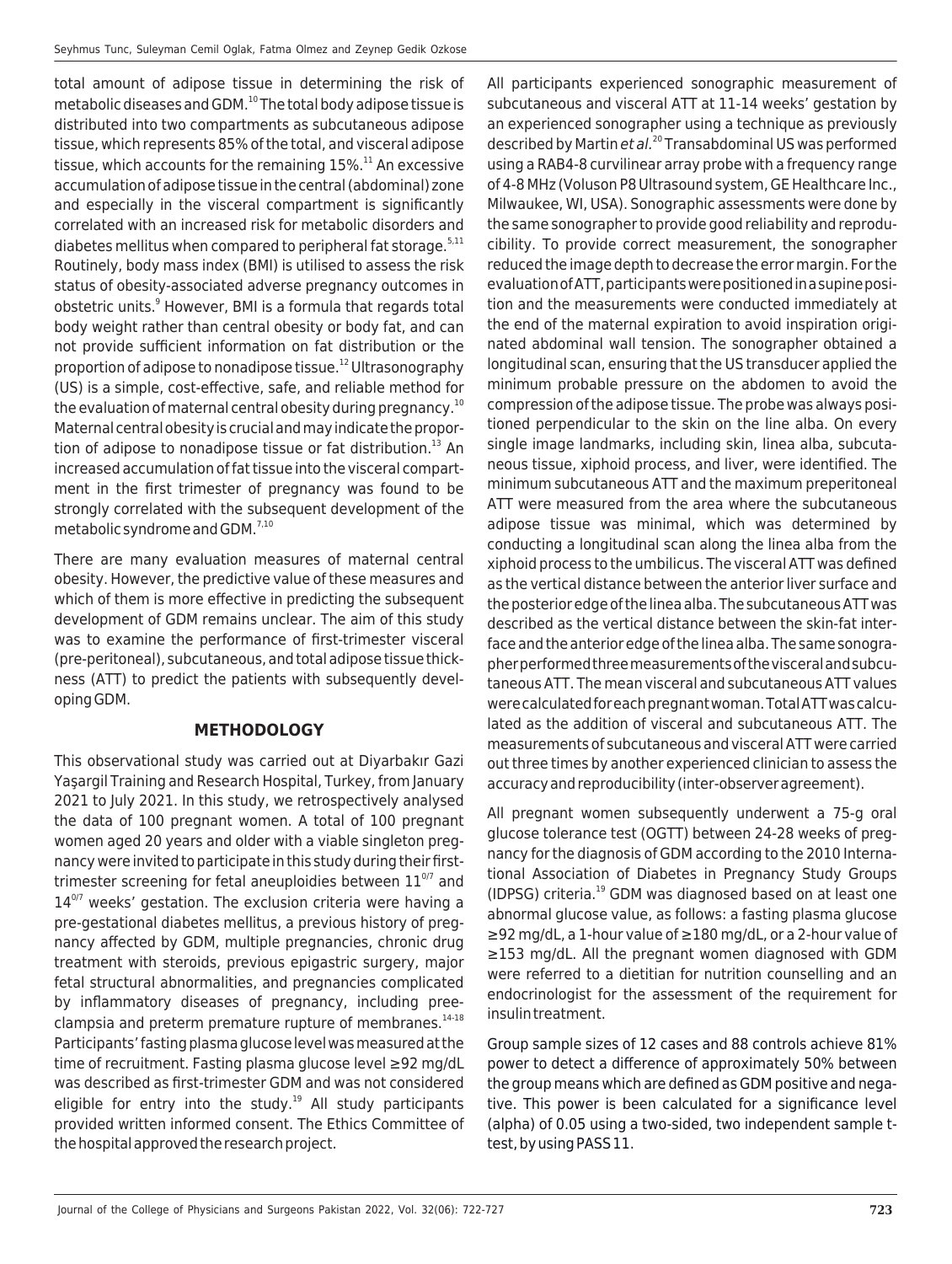total amount of adipose tissue in determining the risk of metabolic diseases and GDM.[10] The total body adipose tissue is distributed into two compartments as subcutaneous adipose tissue, which represents 85% of the total, and visceral adipose tissue, which accounts for the remaining 15%.[11] An excessive accumulation of adipose tissue in the central (abdominal) zone and especially in the visceral compartment is significantly correlated with an increased risk for metabolic disorders and diabetes mellitus when compared to peripheral fat storage.[5,11] Routinely, body mass index (BMI) is utilised to assess the risk status of obesity-associated adverse pregnancy outcomes in obstetric units.[9] However, BMI is a formula that regards total body weight rather than central obesity or body fat, and can not provide sufficient information on fat distribution or the proportion of adipose to nonadipose tissue.[12] Ultrasonography (US) is a simple, cost-effective, safe, and reliable method for the evaluation of maternal central obesity during pregnancy.[10] Maternal central obesity is crucial and may indicate the proportion of adipose to nonadipose tissue or fat distribution.[13] An increased accumulation of fat tissue into the visceral compartment in the first trimester of pregnancy was found to be strongly correlated with the subsequent development of the metabolic syndrome and GDM.[7,10]

There are many evaluation measures of maternal central obesity. However, the predictive value of these measures and which of them is more effective in predicting the subsequent development of GDM remains unclear. The aim of this study was to examine the performance of first-trimester visceral (pre-peritoneal), subcutaneous, and total adipose tissue thickness (ATT) to predict the patients with subsequently developing GDM.

## METHODOLOGY

This observational study was carried out at Diyarbakır Gazi Yaşargil Training and Research Hospital, Turkey, from January 2021 to July 2021. In this study, we retrospectively analysed the data of 100 pregnant women. A total of 100 pregnant women aged 20 years and older with a viable singleton pregnancy were invited to participate in this study during their first-trimester screening for fetal aneuploidies between $11^{0/7}$ and $14^{0/7}$ weeks' gestation. The exclusion criteria were having a pre-gestational diabetes mellitus, a previous history of pregnancy affected by GDM, multiple pregnancies, chronic drug treatment with steroids, previous epigastric surgery, major fetal structural abnormalities, and pregnancies complicated by inflammatory diseases of pregnancy, including preeclampsia and preterm premature rupture of membranes.[14-18] Participants' fasting plasma glucose level was measured at the time of recruitment. Fasting plasma glucose level ≥92 mg/dL was described as first-trimester GDM and was not considered eligible for entry into the study.[19] All study participants provided written informed consent. The Ethics Committee of the hospital approved the research project.

All participants experienced sonographic measurement of subcutaneous and visceral ATT at 11-14 weeks' gestation by an experienced sonographer using a technique as previously described by Martin *et al.*[20] Transabdominal US was performed using a RAB4-8 curvilinear array probe with a frequency range of 4-8 MHz (Voluson P8 Ultrasound system, GE Healthcare Inc., Milwaukee, WI, USA). Sonographic assessments were done by the same sonographer to provide good reliability and reproducibility. To provide correct measurement, the sonographer reduced the image depth to decrease the error margin. For the evaluation of ATT, participants were positioned in a supine position and the measurements were conducted immediately at the end of the maternal expiration to avoid inspiration originated abdominal wall tension. The sonographer obtained a longitudinal scan, ensuring that the US transducer applied the minimum probable pressure on the abdomen to avoid the compression of the adipose tissue. The probe was always positioned perpendicular to the skin on the line alba. On every single image landmarks, including skin, linea alba, subcutaneous tissue, xiphoid process, and liver, were identified. The minimum subcutaneous ATT and the maximum preperitoneal ATT were measured from the area where the subcutaneous adipose tissue was minimal, which was determined by conducting a longitudinal scan along the linea alba from the xiphoid process to the umbilicus. The visceral ATT was defined as the vertical distance between the anterior liver surface and the posterior edge of the linea alba. The subcutaneous ATT was described as the vertical distance between the skin-fat interface and the anterior edge of the linea alba. The same sonographer performed three measurements of the visceral and subcutaneous ATT. The mean visceral and subcutaneous ATT values were calculated for each pregnant woman. Total ATT was calculated as the addition of visceral and subcutaneous ATT. The measurements of subcutaneous and visceral ATT were carried out three times by another experienced clinician to assess the accuracy and reproducibility (inter-observer agreement).

All pregnant women subsequently underwent a 75-g oral glucose tolerance test (OGTT) between 24-28 weeks of pregnancy for the diagnosis of GDM according to the 2010 International Association of Diabetes in Pregnancy Study Groups (IDPSG) criteria.[19] GDM was diagnosed based on at least one abnormal glucose value, as follows: a fasting plasma glucose ≥92 mg/dL, a 1-hour value of ≥180 mg/dL, or a 2-hour value of ≥153 mg/dL. All the pregnant women diagnosed with GDM were referred to a dietitian for nutrition counselling and an endocrinologist for the assessment of the requirement for insulin treatment.

Group sample sizes of 12 cases and 88 controls achieve 81% power to detect a difference of approximately 50% between the group means which are defined as GDM positive and negative. This power is been calculated for a significance level (alpha) of 0.05 using a two-sided, two independent sample t-test, by using PASS 11.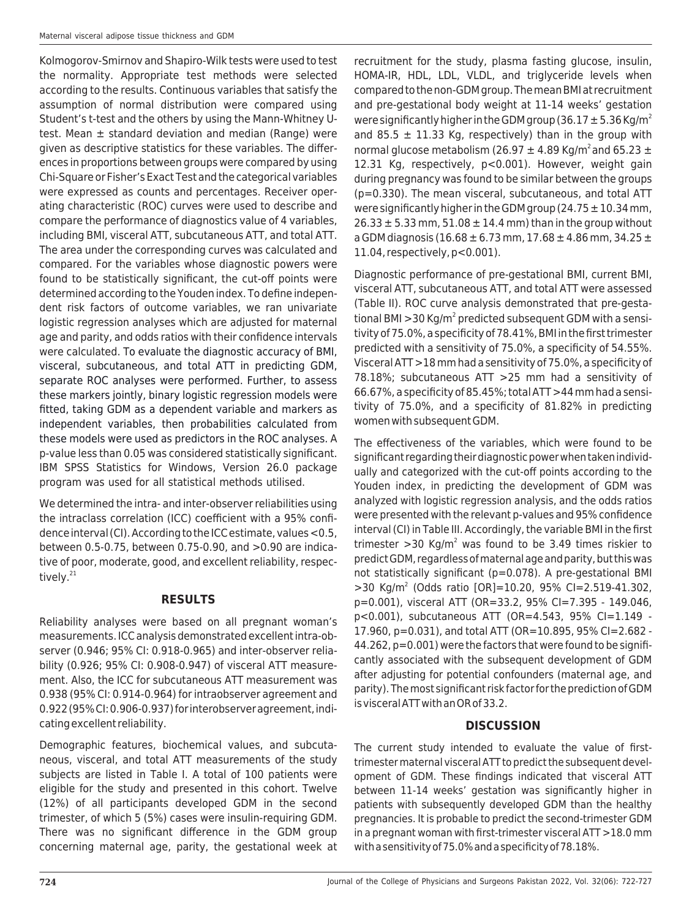Kolmogorov-Smirnov and Shapiro-Wilk tests were used to test the normality. Appropriate test methods were selected according to the results. Continuous variables that satisfy the assumption of normal distribution were compared using Student's t-test and the others by using the Mann-Whitney U-test. Mean ± standard deviation and median (Range) were given as descriptive statistics for these variables. The differences in proportions between groups were compared by using Chi-Square or Fisher's Exact Test and the categorical variables were expressed as counts and percentages. Receiver operating characteristic (ROC) curves were used to describe and compare the performance of diagnostics value of 4 variables, including BMI, visceral ATT, subcutaneous ATT, and total ATT. The area under the corresponding curves was calculated and compared. For the variables whose diagnostic powers were found to be statistically significant, the cut-off points were determined according to the Youden index. To define independent risk factors of outcome variables, we ran univariate logistic regression analyses which are adjusted for maternal age and parity, and odds ratios with their confidence intervals were calculated. To evaluate the diagnostic accuracy of BMI, visceral, subcutaneous, and total ATT in predicting GDM, separate ROC analyses were performed. Further, to assess these markers jointly, binary logistic regression models were fitted, taking GDM as a dependent variable and markers as independent variables, then probabilities calculated from these models were used as predictors in the ROC analyses. A p-value less than 0.05 was considered statistically significant. IBM SPSS Statistics for Windows, Version 26.0 package program was used for all statistical methods utilised.

We determined the intra- and inter-observer reliabilities using the intraclass correlation (ICC) coefficient with a 95% confidence interval (CI). According to the ICC estimate, values <0.5, between 0.5-0.75, between 0.75-0.90, and >0.90 are indicative of poor, moderate, good, and excellent reliability, respectively.[21]

## RESULTS

Reliability analyses were based on all pregnant woman's measurements. ICC analysis demonstrated excellent intra-observer (0.946; 95% CI: 0.918-0.965) and inter-observer reliability (0.926; 95% CI: 0.908-0.947) of visceral ATT measurement. Also, the ICC for subcutaneous ATT measurement was 0.938 (95% CI: 0.914-0.964) for intraobserver agreement and 0.922 (95% CI: 0.906-0.937) for interobserver agreement, indicating excellent reliability.

Demographic features, biochemical values, and subcutaneous, visceral, and total ATT measurements of the study subjects are listed in Table I. A total of 100 patients were eligible for the study and presented in this cohort. Twelve (12%) of all participants developed GDM in the second trimester, of which 5 (5%) cases were insulin-requiring GDM. There was no significant difference in the GDM group concerning maternal age, parity, the gestational week at recruitment for the study, plasma fasting glucose, insulin, HOMA-IR, HDL, LDL, VLDL, and triglyceride levels when compared to the non-GDM group. The mean BMI at recruitment and pre-gestational body weight at 11-14 weeks' gestation were significantly higher in the GDM group (36.17 ± 5.36 Kg/m$^2$ and 85.5 ± 11.33 Kg, respectively) than in the group with normal glucose metabolism (26.97 ± 4.89 Kg/m$^2$ and 65.23 ± 12.31 Kg, respectively, p<0.001). However, weight gain during pregnancy was found to be similar between the groups (p=0.330). The mean visceral, subcutaneous, and total ATT were significantly higher in the GDM group (24.75 ± 10.34 mm, 26.33 ± 5.33 mm, 51.08 ± 14.4 mm) than in the group without a GDM diagnosis (16.68 ± 6.73 mm, 17.68 ± 4.86 mm, 34.25 ± 11.04, respectively, p<0.001).

Diagnostic performance of pre-gestational BMI, current BMI, visceral ATT, subcutaneous ATT, and total ATT were assessed (Table II). ROC curve analysis demonstrated that pre-gestational BMI >30 Kg/m$^2$ predicted subsequent GDM with a sensitivity of 75.0%, a specificity of 78.41%, BMI in the first trimester predicted with a sensitivity of 75.0%, a specificity of 54.55%. Visceral ATT >18 mm had a sensitivity of 75.0%, a specificity of 78.18%; subcutaneous ATT >25 mm had a sensitivity of 66.67%, a specificity of 85.45%; total ATT >44 mm had a sensitivity of 75.0%, and a specificity of 81.82% in predicting women with subsequent GDM.

The effectiveness of the variables, which were found to be significant regarding their diagnostic power when taken individually and categorized with the cut-off points according to the Youden index, in predicting the development of GDM was analyzed with logistic regression analysis, and the odds ratios were presented with the relevant p-values and 95% confidence interval (CI) in Table III. Accordingly, the variable BMI in the first trimester >30 Kg/m$^2$ was found to be 3.49 times riskier to predict GDM, regardless of maternal age and parity, but this was not statistically significant (p=0.078). A pre-gestational BMI >30 Kg/m$^2$ (Odds ratio [OR]=10.20, 95% CI=2.519-41.302, p=0.001), visceral ATT (OR=33.2, 95% CI=7.395 - 149.046, p<0.001), subcutaneous ATT (OR=4.543, 95% CI=1.149 - 17.960, p=0.031), and total ATT (OR=10.895, 95% CI=2.682 - 44.262, p=0.001) were the factors that were found to be significantly associated with the subsequent development of GDM after adjusting for potential confounders (maternal age, and parity). The most significant risk factor for the prediction of GDM is visceral ATT with an OR of 33.2.

## DISCUSSION

The current study intended to evaluate the value of first-trimester maternal visceral ATT to predict the subsequent development of GDM. These findings indicated that visceral ATT between 11-14 weeks' gestation was significantly higher in patients with subsequently developed GDM than the healthy pregnancies. It is probable to predict the second-trimester GDM in a pregnant woman with first-trimester visceral ATT >18.0 mm with a sensitivity of 75.0% and a specificity of 78.18%.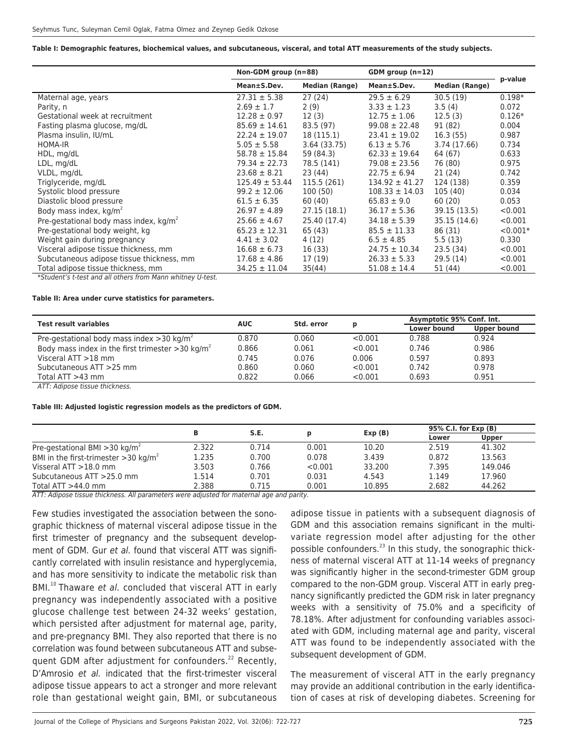**Table I: Demographic features, biochemical values, and subcutaneous, visceral, and total ATT measurements of the study subjects.**

| | Non-GDM group (n=88) | | GDM group (n=12) | | p-value |
|---|---|---|---|---|---|
| | Mean±S.Dev. | Median (Range) | Mean±S.Dev. | Median (Range) | |
| Maternal age, years | 27.31 ± 5.38 | 27 (24) | 29.5 ± 6.29 | 30.5 (19) | 0.198* |
| Parity, n | 2.69 ± 1.7 | 2 (9) | 3.33 ± 1.23 | 3.5 (4) | 0.072 |
| Gestational week at recruitment | 12.28 ± 0.97 | 12 (3) | 12.75 ± 1.06 | 12.5 (3) | 0.126* |
| Fasting plasma glucose, mg/dL | 85.69 ± 14.61 | 83.5 (97) | 99.08 ± 22.48 | 91 (82) | 0.004 |
| Plasma insulin, IU/mL | 22.24 ± 19.07 | 18 (115.1) | 23.41 ± 19.02 | 16.3 (55) | 0.987 |
| HOMA-IR | 5.05 ± 5.58 | 3.64 (33.75) | 6.13 ± 5.76 | 3.74 (17.66) | 0.734 |
| HDL, mg/dL | 58.78 ± 15.84 | 59 (84.3) | 62.33 ± 19.64 | 64 (67) | 0.633 |
| LDL, mg/dL | 79.34 ± 22.73 | 78.5 (141) | 79.08 ± 23.56 | 76 (80) | 0.975 |
| VLDL, mg/dL | 23.68 ± 8.21 | 23 (44) | 22.75 ± 6.94 | 21 (24) | 0.742 |
| Triglyceride, mg/dL | 125.49 ± 53.44 | 115.5 (261) | 134.92 ± 41.27 | 124 (138) | 0.359 |
| Systolic blood pressure | 99.2 ± 12.06 | 100 (50) | 108.33 ± 14.03 | 105 (40) | 0.034 |
| Diastolic blood pressure | 61.5 ± 6.35 | 60 (40) | 65.83 ± 9.0 | 60 (20) | 0.053 |
| Body mass index, kg/m$^2$ | 26.97 ± 4.89 | 27.15 (18.1) | 36.17 ± 5.36 | 39.15 (13.5) | <0.001 |
| Pre-gestational body mass index, kg/m$^2$ | 25.66 ± 4.67 | 25.40 (17.4) | 34.18 ± 5.39 | 35.15 (14.6) | <0.001 |
| Pre-gestational body weight, kg | 65.23 ± 12.31 | 65 (43) | 85.5 ± 11.33 | 86 (31) | <0.001* |
| Weight gain during pregnancy | 4.41 ± 3.02 | 4 (12) | 6.5 ± 4.85 | 5.5 (13) | 0.330 |
| Visceral adipose tissue thickness, mm | 16.68 ± 6.73 | 16 (33) | 24.75 ± 10.34 | 23.5 (34) | <0.001 |
| Subcutaneous adipose tissue thickness, mm | 17.68 ± 4.86 | 17 (19) | 26.33 ± 5.33 | 29.5 (14) | <0.001 |
| Total adipose tissue thickness, mm | 34.25 ± 11.04 | 35(44) | 51.08 ± 14.4 | 51 (44) | <0.001 |

*Student's t-test and all others from Mann whitney U-test.

**Table II: Area under curve statistics for parameters.**

| Test result variables | AUC | Std. error | p | Asymptotic 95% Conf. Int. | |
|---|---|---|---|---|---|
| | | | | Lower bound | Upper bound |
| Pre-gestational body mass index >30 kg/m$^2$ | 0.870 | 0.060 | <0.001 | 0.788 | 0.924 |
| Body mass index in the first trimester >30 kg/m$^2$ | 0.866 | 0.061 | <0.001 | 0.746 | 0.986 |
| Visceral ATT >18 mm | 0.745 | 0.076 | 0.006 | 0.597 | 0.893 |
| Subcutaneous ATT >25 mm | 0.860 | 0.060 | <0.001 | 0.742 | 0.978 |
| Total ATT >43 mm | 0.822 | 0.066 | <0.001 | 0.693 | 0.951 |

*ATT: Adipose tissue thickness.*

**Table III: Adjusted logistic regression models as the predictors of GDM.**

| | B | S.E. | p | Exp (B) | 95% C.I. for Exp (B) | |
|---|---|---|---|---|---|---|
| | | | | | Lower | Upper |
| Pre-gestational BMI >30 kg/m$^2$ | 2.322 | 0.714 | 0.001 | 10.20 | 2.519 | 41.302 |
| BMI in the first-trimester >30 kg/m$^2$ | 1.235 | 0.700 | 0.078 | 3.439 | 0.872 | 13.563 |
| Visseral ATT >18.0 mm | 3.503 | 0.766 | <0.001 | 33.200 | 7.395 | 149.046 |
| Subcutaneous ATT >25.0 mm | 1.514 | 0.701 | 0.031 | 4.543 | 1.149 | 17.960 |
| Total ATT >44.0 mm | 2.388 | 0.715 | 0.001 | 10.895 | 2.682 | 44.262 |

*ATT: Adipose tissue thickness. All parameters were adjusted for maternal age and parity.*

Few studies investigated the association between the sonographic thickness of maternal visceral adipose tissue in the first trimester of pregnancy and the subsequent development of GDM. Gur *et al.* found that visceral ATT was significantly correlated with insulin resistance and hyperglycemia, and has more sensitivity to indicate the metabolic risk than BMI.[10] Thaware *et al.* concluded that visceral ATT in early pregnancy was independently associated with a positive glucose challenge test between 24-32 weeks' gestation, which persisted after adjustment for maternal age, parity, and pre-pregnancy BMI. They also reported that there is no correlation was found between subcutaneous ATT and subsequent GDM after adjustment for confounders.[22] Recently, D'Amrosio *et al.* indicated that the first-trimester visceral adipose tissue appears to act a stronger and more relevant role than gestational weight gain, BMI, or subcutaneous adipose tissue in patients with a subsequent diagnosis of GDM and this association remains significant in the multivariate regression model after adjusting for the other possible confounders.[23] In this study, the sonographic thickness of maternal visceral ATT at 11-14 weeks of pregnancy was significantly higher in the second-trimester GDM group compared to the non-GDM group. Visceral ATT in early pregnancy significantly predicted the GDM risk in later pregnancy weeks with a sensitivity of 75.0% and a specificity of 78.18%. After adjustment for confounding variables associated with GDM, including maternal age and parity, visceral ATT was found to be independently associated with the subsequent development of GDM.

The measurement of visceral ATT in the early pregnancy may provide an additional contribution in the early identification of cases at risk of developing diabetes. Screening for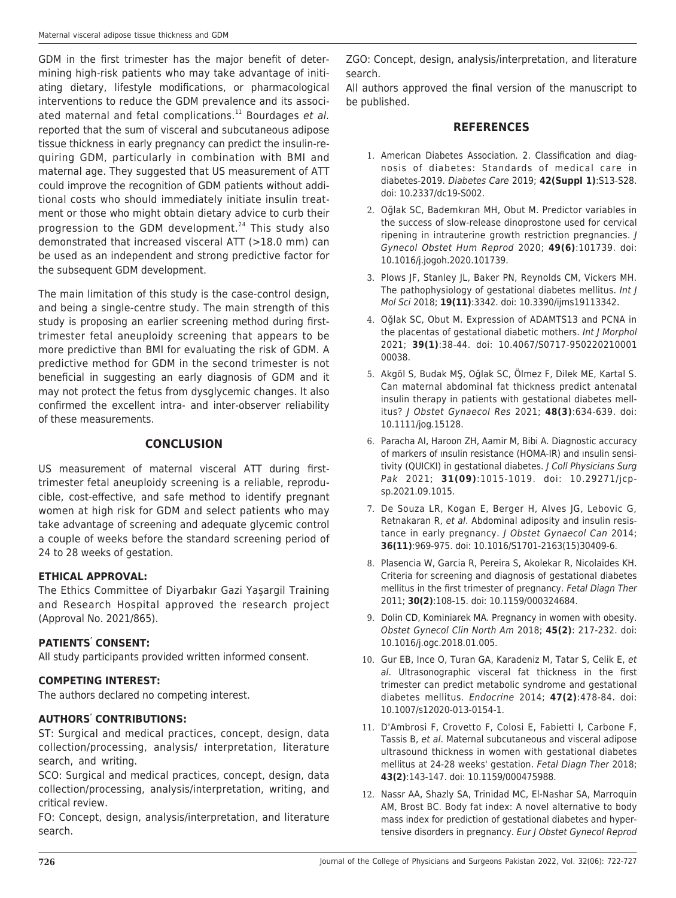GDM in the first trimester has the major benefit of determining high-risk patients who may take advantage of initiating dietary, lifestyle modifications, or pharmacological interventions to reduce the GDM prevalence and its associated maternal and fetal complications.[11] Bourdages *et al.* reported that the sum of visceral and subcutaneous adipose tissue thickness in early pregnancy can predict the insulin-requiring GDM, particularly in combination with BMI and maternal age. They suggested that US measurement of ATT could improve the recognition of GDM patients without additional costs who should immediately initiate insulin treatment or those who might obtain dietary advice to curb their progression to the GDM development.[24] This study also demonstrated that increased visceral ATT (>18.0 mm) can be used as an independent and strong predictive factor for the subsequent GDM development.

The main limitation of this study is the case-control design, and being a single-centre study. The main strength of this study is proposing an earlier screening method during first-trimester fetal aneuploidy screening that appears to be more predictive than BMI for evaluating the risk of GDM. A predictive method for GDM in the second trimester is not beneficial in suggesting an early diagnosis of GDM and it may not protect the fetus from dysglycemic changes. It also confirmed the excellent intra- and inter-observer reliability of these measurements.

## CONCLUSION

US measurement of maternal visceral ATT during first-trimester fetal aneuploidy screening is a reliable, reproducible, cost-effective, and safe method to identify pregnant women at high risk for GDM and select patients who may take advantage of screening and adequate glycemic control a couple of weeks before the standard screening period of 24 to 28 weeks of gestation.

**ETHICAL APPROVAL:**

The Ethics Committee of Diyarbakır Gazi Yaşargil Training and Research Hospital approved the research project (Approval No. 2021/865).

**PATIENTS' CONSENT:**

All study participants provided written informed consent.

**COMPETING INTEREST:**

The authors declared no competing interest.

**AUTHORS' CONTRIBUTIONS:**

ST: Surgical and medical practices, concept, design, data collection/processing, analysis/ interpretation, literature search, and writing.

SCO: Surgical and medical practices, concept, design, data collection/processing, analysis/interpretation, writing, and critical review.

FO: Concept, design, analysis/interpretation, and literature search.

ZGO: Concept, design, analysis/interpretation, and literature search.

All authors approved the final version of the manuscript to be published.

## REFERENCES

1. American Diabetes Association. 2. Classification and diagnosis of diabetes: Standards of medical care in diabetes-2019. *Diabetes Care* 2019; **42(Suppl 1)**:S13-S28. doi: 10.2337/dc19-S002.
2. Oğlak SC, Bademkıran MH, Obut M. Predictor variables in the success of slow-release dinoprostone used for cervical ripening in intrauterine growth restriction pregnancies. *J Gynecol Obstet Hum Reprod* 2020; **49(6)**:101739. doi: 10.1016/j.jogoh.2020.101739.
3. Plows JF, Stanley JL, Baker PN, Reynolds CM, Vickers MH. The pathophysiology of gestational diabetes mellitus. *Int J Mol Sci* 2018; **19(11)**:3342. doi: 10.3390/ijms19113342.
4. Oğlak SC, Obut M. Expression of ADAMTS13 and PCNA in the placentas of gestational diabetic mothers. *Int J Morphol* 2021; **39(1)**:38-44. doi: 10.4067/S0717-950220210001 00038.
5. Akgöl S, Budak MŞ, Oğlak SC, Ölmez F, Dilek ME, Kartal S. Can maternal abdominal fat thickness predict antenatal insulin therapy in patients with gestational diabetes mellitus? *J Obstet Gynaecol Res* 2021; **48(3)**:634-639. doi: 10.1111/jog.15128.
6. Paracha AI, Haroon ZH, Aamir M, Bibi A. Diagnostic accuracy of markers of ınsulin resistance (HOMA-IR) and ınsulin sensitivity (QUICKI) in gestational diabetes. *J Coll Physicians Surg Pak* 2021; **31(09)**:1015-1019. doi: 10.29271/jcpsp.2021.09.1015.
7. De Souza LR, Kogan E, Berger H, Alves JG, Lebovic G, Retnakaran R, *et al*. Abdominal adiposity and insulin resistance in early pregnancy. *J Obstet Gynaecol Can* 2014; **36(11)**:969-975. doi: 10.1016/S1701-2163(15)30409-6.
8. Plasencia W, Garcia R, Pereira S, Akolekar R, Nicolaides KH. Criteria for screening and diagnosis of gestational diabetes mellitus in the first trimester of pregnancy. *Fetal Diagn Ther* 2011; **30(2)**:108-15. doi: 10.1159/000324684.
9. Dolin CD, Kominiarek MA. Pregnancy in women with obesity. *Obstet Gynecol Clin North Am* 2018; **45(2)**: 217-232. doi: 10.1016/j.ogc.2018.01.005.
10. Gur EB, Ince O, Turan GA, Karadeniz M, Tatar S, Celik E, *et al*. Ultrasonographic visceral fat thickness in the first trimester can predict metabolic syndrome and gestational diabetes mellitus. *Endocrine* 2014; **47(2)**:478-84. doi: 10.1007/s12020-013-0154-1.
11. D'Ambrosi F, Crovetto F, Colosi E, Fabietti I, Carbone F, Tassis B, *et al*. Maternal subcutaneous and visceral adipose ultrasound thickness in women with gestational diabetes mellitus at 24-28 weeks' gestation. *Fetal Diagn Ther* 2018; **43(2)**:143-147. doi: 10.1159/000475988.
12. Nassr AA, Shazly SA, Trinidad MC, El-Nashar SA, Marroquin AM, Brost BC. Body fat index: A novel alternative to body mass index for prediction of gestational diabetes and hypertensive disorders in pregnancy. *Eur J Obstet Gynecol Reprod*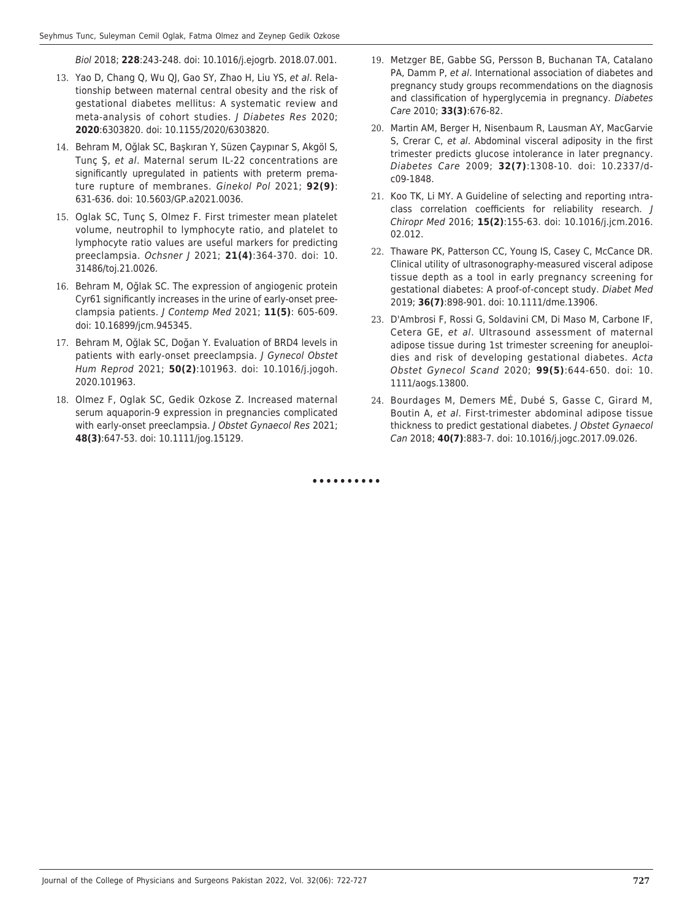*Biol* 2018; **228**:243-248. doi: 10.1016/j.ejogrb. 2018.07.001.

13. Yao D, Chang Q, Wu QJ, Gao SY, Zhao H, Liu YS, *et al*. Relationship between maternal central obesity and the risk of gestational diabetes mellitus: A systematic review and meta-analysis of cohort studies. *J Diabetes Res* 2020; **2020**:6303820. doi: 10.1155/2020/6303820.
14. Behram M, Oğlak SC, Başkıran Y, Süzen Çaypınar S, Akgöl S, Tunç Ş, *et al*. Maternal serum IL-22 concentrations are significantly upregulated in patients with preterm premature rupture of membranes. *Ginekol Pol* 2021; **92(9)**: 631-636. doi: 10.5603/GP.a2021.0036.
15. Oglak SC, Tunç S, Olmez F. First trimester mean platelet volume, neutrophil to lymphocyte ratio, and platelet to lymphocyte ratio values are useful markers for predicting preeclampsia. *Ochsner J* 2021; **21(4)**:364-370. doi: 10. 31486/toj.21.0026.
16. Behram M, Oğlak SC. The expression of angiogenic protein Cyr61 significantly increases in the urine of early-onset preeclampsia patients. *J Contemp Med* 2021; **11(5)**: 605-609. doi: 10.16899/jcm.945345.
17. Behram M, Oğlak SC, Doğan Y. Evaluation of BRD4 levels in patients with early-onset preeclampsia. *J Gynecol Obstet Hum Reprod* 2021; **50(2)**:101963. doi: 10.1016/j.jogoh. 2020.101963.
18. Olmez F, Oglak SC, Gedik Ozkose Z. Increased maternal serum aquaporin-9 expression in pregnancies complicated with early-onset preeclampsia. *J Obstet Gynaecol Res* 2021; **48(3)**:647-53. doi: 10.1111/jog.15129.
19. Metzger BE, Gabbe SG, Persson B, Buchanan TA, Catalano PA, Damm P, *et al*. International association of diabetes and pregnancy study groups recommendations on the diagnosis and classification of hyperglycemia in pregnancy. *Diabetes Care* 2010; **33(3)**:676-82.
20. Martin AM, Berger H, Nisenbaum R, Lausman AY, MacGarvie S, Crerar C, *et al*. Abdominal visceral adiposity in the first trimester predicts glucose intolerance in later pregnancy. *Diabetes Care* 2009; **32(7)**:1308-10. doi: 10.2337/dc09-1848.
21. Koo TK, Li MY. A Guideline of selecting and reporting ıntraclass correlation coefficients for reliability research. *J Chiropr Med* 2016; **15(2)**:155-63. doi: 10.1016/j.jcm.2016. 02.012.
22. Thaware PK, Patterson CC, Young IS, Casey C, McCance DR. Clinical utility of ultrasonography-measured visceral adipose tissue depth as a tool in early pregnancy screening for gestational diabetes: A proof-of-concept study. *Diabet Med* 2019; **36(7)**:898-901. doi: 10.1111/dme.13906.
23. D'Ambrosi F, Rossi G, Soldavini CM, Di Maso M, Carbone IF, Cetera GE, *et al*. Ultrasound assessment of maternal adipose tissue during 1st trimester screening for aneuploidies and risk of developing gestational diabetes. *Acta Obstet Gynecol Scand* 2020; **99(5)**:644-650. doi: 10. 1111/aogs.13800.
24. Bourdages M, Demers MÉ, Dubé S, Gasse C, Girard M, Boutin A, *et al*. First-trimester abdominal adipose tissue thickness to predict gestational diabetes. *J Obstet Gynaecol Can* 2018; **40(7)**:883-7. doi: 10.1016/j.jogc.2017.09.026.

••••••••••